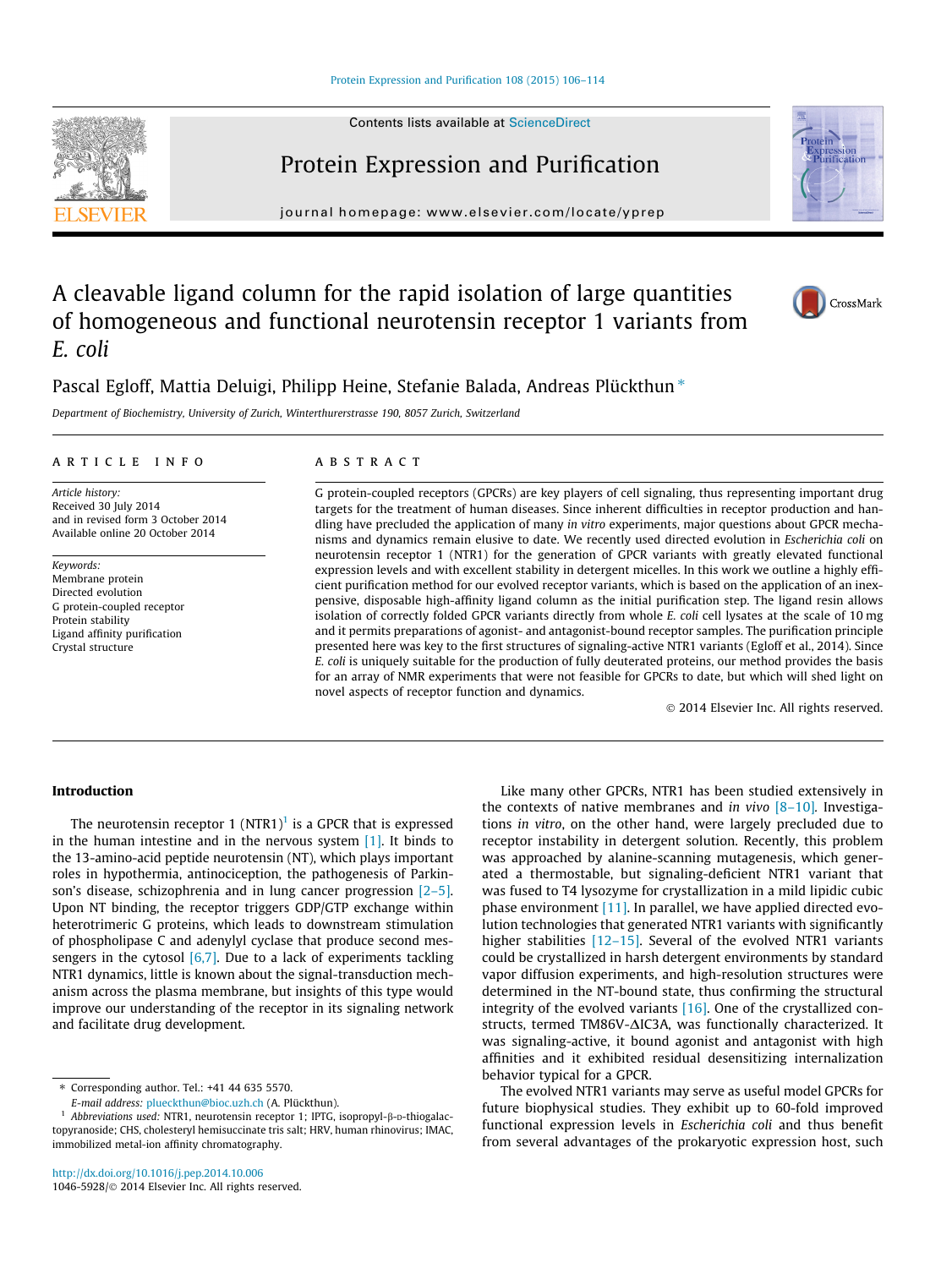# A cleavable ligand column for the rapid isolation of large quantities of homogeneous and functional neurotensin receptor 1 variants from *E. coli*

Pascal Egloff, Mattia Deluigi, Philipp Heine, Stefanie Balada, Andreas Plückthun *

*Department of Biochemistry, University of Zurich, Winterthurerstrasse 190, 8057 Zurich, Switzerland*

## ARTICLE INFO

*Article history:*
Received 30 July 2014
and in revised form 3 October 2014
Available online 20 October 2014

*Keywords:*
Membrane protein
Directed evolution
G protein-coupled receptor
Protein stability
Ligand affinity purification
Crystal structure

## ABSTRACT

G protein-coupled receptors (GPCRs) are key players of cell signaling, thus representing important drug targets for the treatment of human diseases. Since inherent difficulties in receptor production and handling have precluded the application of many *in vitro* experiments, major questions about GPCR mechanisms and dynamics remain elusive to date. We recently used directed evolution in *Escherichia coli* on neurotensin receptor 1 (NTR1) for the generation of GPCR variants with greatly elevated functional expression levels and with excellent stability in detergent micelles. In this work we outline a highly efficient purification method for our evolved receptor variants, which is based on the application of an inexpensive, disposable high-affinity ligand column as the initial purification step. The ligand resin allows isolation of correctly folded GPCR variants directly from whole *E. coli* cell lysates at the scale of 10 mg and it permits preparations of agonist- and antagonist-bound receptor samples. The purification principle presented here was key to the first structures of signaling-active NTR1 variants (Egloff et al., 2014). Since *E. coli* is uniquely suitable for the production of fully deuterated proteins, our method provides the basis for an array of NMR experiments that were not feasible for GPCRs to date, but which will shed light on novel aspects of receptor function and dynamics.

© 2014 Elsevier Inc. All rights reserved.

## Introduction

The neurotensin receptor 1 (NTR1)[1] is a GPCR that is expressed in the human intestine and in the nervous system [1]. It binds to the 13-amino-acid peptide neurotensin (NT), which plays important roles in hypothermia, antinociception, the pathogenesis of Parkinson's disease, schizophrenia and in lung cancer progression [2–5]. Upon NT binding, the receptor triggers GDP/GTP exchange within heterotrimeric G proteins, which leads to downstream stimulation of phospholipase C and adenylyl cyclase that produce second messengers in the cytosol [6,7]. Due to a lack of experiments tackling NTR1 dynamics, little is known about the signal-transduction mechanism across the plasma membrane, but insights of this type would improve our understanding of the receptor in its signaling network and facilitate drug development.

Like many other GPCRs, NTR1 has been studied extensively in the contexts of native membranes and *in vivo* [8–10]. Investigations *in vitro*, on the other hand, were largely precluded due to receptor instability in detergent solution. Recently, this problem was approached by alanine-scanning mutagenesis, which generated a thermostable, but signaling-deficient NTR1 variant that was fused to T4 lysozyme for crystallization in a mild lipidic cubic phase environment [11]. In parallel, we have applied directed evolution technologies that generated NTR1 variants with significantly higher stabilities [12–15]. Several of the evolved NTR1 variants could be crystallized in harsh detergent environments by standard vapor diffusion experiments, and high-resolution structures were determined in the NT-bound state, thus confirming the structural integrity of the evolved variants [16]. One of the crystallized constructs, termed TM86V-ΔIC3A, was functionally characterized. It was signaling-active, it bound agonist and antagonist with high affinities and it exhibited residual desensitizing internalization behavior typical for a GPCR.

The evolved NTR1 variants may serve as useful model GPCRs for future biophysical studies. They exhibit up to 60-fold improved functional expression levels in *Escherichia coli* and thus benefit from several advantages of the prokaryotic expression host, such

---

* Corresponding author. Tel.: +41 44 635 5570.
*E-mail address:* plueckthun@bioc.uzh.ch (A. Plückthun).

[1] *Abbreviations used:* NTR1, neurotensin receptor 1; IPTG, isopropyl-β-D-thiogalactopyranoside; CHS, cholesteryl hemisuccinate tris salt; HRV, human rhinovirus; IMAC, immobilized metal-ion affinity chromatography.

http://dx.doi.org/10.1016/j.pep.2014.10.006
1046-5928/© 2014 Elsevier Inc. All rights reserved.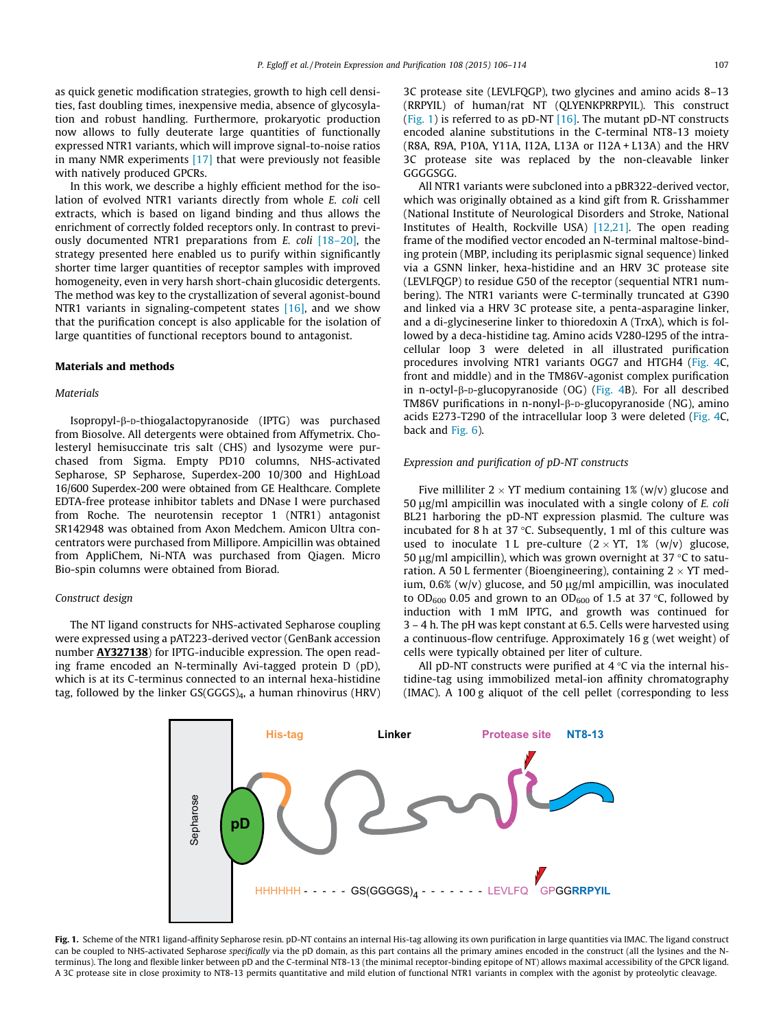as quick genetic modification strategies, growth to high cell densities, fast doubling times, inexpensive media, absence of glycosylation and robust handling. Furthermore, prokaryotic production now allows to fully deuterate large quantities of functionally expressed NTR1 variants, which will improve signal-to-noise ratios in many NMR experiments [17] that were previously not feasible with natively produced GPCRs.

In this work, we describe a highly efficient method for the isolation of evolved NTR1 variants directly from whole *E. coli* cell extracts, which is based on ligand binding and thus allows the enrichment of correctly folded receptors only. In contrast to previously documented NTR1 preparations from *E. coli* [18–20], the strategy presented here enabled us to purify within significantly shorter time larger quantities of receptor samples with improved homogeneity, even in very harsh short-chain glucosidic detergents. The method was key to the crystallization of several agonist-bound NTR1 variants in signaling-competent states [16], and we show that the purification concept is also applicable for the isolation of large quantities of functional receptors bound to antagonist.

## Materials and methods

### Materials

Isopropyl-β-D-thiogalactopyranoside (IPTG) was purchased from Biosolve. All detergents were obtained from Affymetrix. Cholesteryl hemisuccinate tris salt (CHS) and lysozyme were purchased from Sigma. Empty PD10 columns, NHS-activated Sepharose, SP Sepharose, Superdex-200 10/300 and HighLoad 16/600 Superdex-200 were obtained from GE Healthcare. Complete EDTA-free protease inhibitor tablets and DNase I were purchased from Roche. The neurotensin receptor 1 (NTR1) antagonist SR142948 was obtained from Axon Medchem. Amicon Ultra concentrators were purchased from Millipore. Ampicillin was obtained from AppliChem, Ni-NTA was purchased from Qiagen. Micro Bio-spin columns were obtained from Biorad.

### Construct design

The NT ligand constructs for NHS-activated Sepharose coupling were expressed using a pAT223-derived vector (GenBank accession number **AY327138**) for IPTG-inducible expression. The open reading frame encoded an N-terminally Avi-tagged protein D (pD), which is at its C-terminus connected to an internal hexa-histidine tag, followed by the linker $GS(GGGS)_4$, a human rhinovirus (HRV) 3C protease site (LEVLFQGP), two glycines and amino acids 8–13 (RRPYIL) of human/rat NT (QLYENKPRRPYIL). This construct (Fig. 1) is referred to as pD-NT [16]. The mutant pD-NT constructs encoded alanine substitutions in the C-terminal NT8-13 moiety (R8A, R9A, P10A, Y11A, I12A, L13A or I12A + L13A) and the HRV 3C protease site was replaced by the non-cleavable linker GGGGSGG.

All NTR1 variants were subcloned into a pBR322-derived vector, which was originally obtained as a kind gift from R. Grisshammer (National Institute of Neurological Disorders and Stroke, National Institutes of Health, Rockville USA) [12,21]. The open reading frame of the modified vector encoded an N-terminal maltose-binding protein (MBP, including its periplasmic signal sequence) linked via a GSNN linker, hexa-histidine and an HRV 3C protease site (LEVLFQGP) to residue G50 of the receptor (sequential NTR1 numbering). The NTR1 variants were C-terminally truncated at G390 and linked via a HRV 3C protease site, a penta-asparagine linker, and a di-glycineserine linker to thioredoxin A (TrxA), which is followed by a deca-histidine tag. Amino acids V280-I295 of the intracellular loop 3 were deleted in all illustrated purification procedures involving NTR1 variants OGG7 and HTGH4 (Fig. 4C, front and middle) and in the TM86V-agonist complex purification in n-octyl-β-D-glucopyranoside (OG) (Fig. 4B). For all described TM86V purifications in n-nonyl-β-D-glucopyranoside (NG), amino acids E273-T290 of the intracellular loop 3 were deleted (Fig. 4C, back and Fig. 6).

### Expression and purification of pD-NT constructs

Five milliliter 2 × YT medium containing 1% (w/v) glucose and 50 μg/ml ampicillin was inoculated with a single colony of *E. coli* BL21 harboring the pD-NT expression plasmid. The culture was incubated for 8 h at 37 °C. Subsequently, 1 ml of this culture was used to inoculate 1 L pre-culture (2 × YT, 1% (w/v) glucose, 50 μg/ml ampicillin), which was grown overnight at 37 °C to saturation. A 50 L fermenter (Bioengineering), containing 2 × YT medium, 0.6% (w/v) glucose, and 50 μg/ml ampicillin, was inoculated to $OD_{600}$ 0.05 and grown to an $OD_{600}$ of 1.5 at 37 °C, followed by induction with 1 mM IPTG, and growth was continued for 3 – 4 h. The pH was kept constant at 6.5. Cells were harvested using a continuous-flow centrifuge. Approximately 16 g (wet weight) of cells were typically obtained per liter of culture.

All pD-NT constructs were purified at 4 °C via the internal histidine-tag using immobilized metal-ion affinity chromatography (IMAC). A 100 g aliquot of the cell pellet (corresponding to less

**Fig. 1.** Scheme of the NTR1 ligand-affinity Sepharose resin. pD-NT contains an internal His-tag allowing its own purification in large quantities via IMAC. The ligand construct can be coupled to NHS-activated Sepharose *specifically* via the pD domain, as this part contains all the primary amines encoded in the construct (all the lysines and the N-terminus). The long and flexible linker between pD and the C-terminal NT8-13 (the minimal receptor-binding epitope of NT) allows maximal accessibility of the GPCR ligand. A 3C protease site in close proximity to NT8-13 permits quantitative and mild elution of functional NTR1 variants in complex with the agonist by proteolytic cleavage.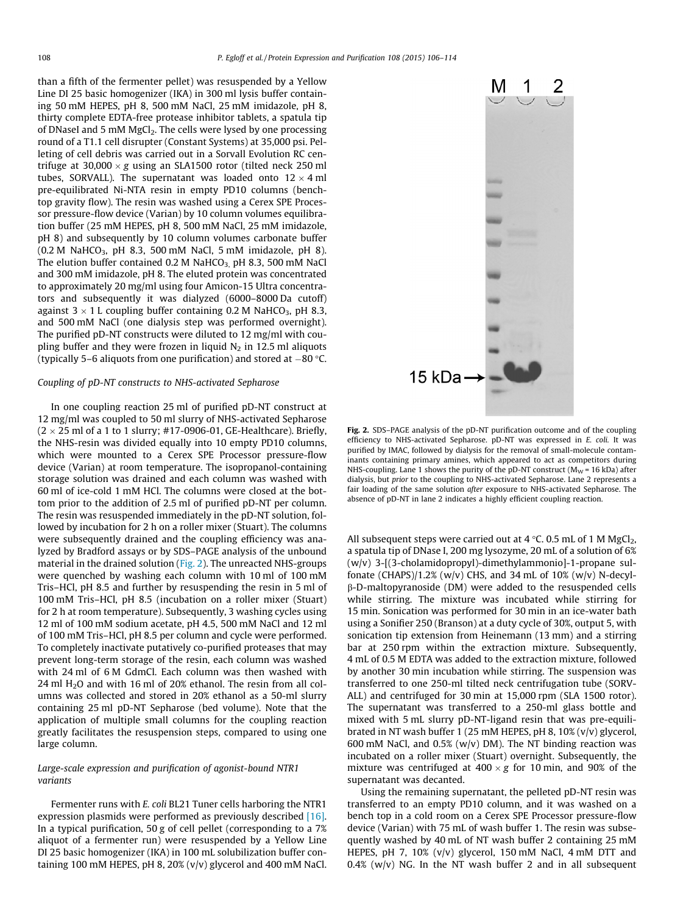than a fifth of the fermenter pellet) was resuspended by a Yellow Line DI 25 basic homogenizer (IKA) in 300 ml lysis buffer containing 50 mM HEPES, pH 8, 500 mM NaCl, 25 mM imidazole, pH 8, thirty complete EDTA-free protease inhibitor tablets, a spatula tip of DNaseI and 5 mM $MgCl_2$. The cells were lysed by one processing round of a T1.1 cell disrupter (Constant Systems) at 35,000 psi. Pelleting of cell debris was carried out in a Sorvall Evolution RC centrifuge at 30,000 × g using an SLA1500 rotor (tilted neck 250 ml tubes, SORVALL). The supernatant was loaded onto 12 × 4 ml pre-equilibrated Ni-NTA resin in empty PD10 columns (benchtop gravity flow). The resin was washed using a Cerex SPE Processor pressure-flow device (Varian) by 10 column volumes equilibration buffer (25 mM HEPES, pH 8, 500 mM NaCl, 25 mM imidazole, pH 8) and subsequently by 10 column volumes carbonate buffer (0.2 M $NaHCO_3$, pH 8.3, 500 mM NaCl, 5 mM imidazole, pH 8). The elution buffer contained 0.2 M $NaHCO_3$, pH 8.3, 500 mM NaCl and 300 mM imidazole, pH 8. The eluted protein was concentrated to approximately 20 mg/ml using four Amicon-15 Ultra concentrators and subsequently it was dialyzed (6000–8000 Da cutoff) against 3 × 1 L coupling buffer containing 0.2 M $NaHCO_3$, pH 8.3, and 500 mM NaCl (one dialysis step was performed overnight). The purified pD-NT constructs were diluted to 12 mg/ml with coupling buffer and they were frozen in liquid $N_2$ in 12.5 ml aliquots (typically 5–6 aliquots from one purification) and stored at −80 °C.

### Coupling of pD-NT constructs to NHS-activated Sepharose

In one coupling reaction 25 ml of purified pD-NT construct at 12 mg/ml was coupled to 50 ml slurry of NHS-activated Sepharose (2 × 25 ml of a 1 to 1 slurry; #17-0906-01, GE-Healthcare). Briefly, the NHS-resin was divided equally into 10 empty PD10 columns, which were mounted to a Cerex SPE Processor pressure-flow device (Varian) at room temperature. The isopropanol-containing storage solution was drained and each column was washed with 60 ml of ice-cold 1 mM HCl. The columns were closed at the bottom prior to the addition of 2.5 ml of purified pD-NT per column. The resin was resuspended immediately in the pD-NT solution, followed by incubation for 2 h on a roller mixer (Stuart). The columns were subsequently drained and the coupling efficiency was analyzed by Bradford assays or by SDS–PAGE analysis of the unbound material in the drained solution (Fig. 2). The unreacted NHS-groups were quenched by washing each column with 10 ml of 100 mM Tris–HCl, pH 8.5 and further by resuspending the resin in 5 ml of 100 mM Tris–HCl, pH 8.5 (incubation on a roller mixer (Stuart) for 2 h at room temperature). Subsequently, 3 washing cycles using 12 ml of 100 mM sodium acetate, pH 4.5, 500 mM NaCl and 12 ml of 100 mM Tris–HCl, pH 8.5 per column and cycle were performed. To completely inactivate putatively co-purified proteases that may prevent long-term storage of the resin, each column was washed with 24 ml of 6 M GdmCl. Each column was then washed with 24 ml $H_2O$ and with 16 ml of 20% ethanol. The resin from all columns was collected and stored in 20% ethanol as a 50-ml slurry containing 25 ml pD-NT Sepharose (bed volume). Note that the application of multiple small columns for the coupling reaction greatly facilitates the resuspension steps, compared to using one large column.

Fig. 2. SDS–PAGE analysis of the pD-NT purification outcome and of the coupling efficiency to NHS-activated Sepharose. pD-NT was expressed in *E. coli*. It was purified by IMAC, followed by dialysis for the removal of small-molecule contaminants containing primary amines, which appeared to act as competitors during NHS-coupling. Lane 1 shows the purity of the pD-NT construct ($M_W$ = 16 kDa) after dialysis, but *prior* to the coupling to NHS-activated Sepharose. Lane 2 represents a fair loading of the same solution *after* exposure to NHS-activated Sepharose. The absence of pD-NT in lane 2 indicates a highly efficient coupling reaction.

### Large-scale expression and purification of agonist-bound NTR1 variants

Fermenter runs with *E. coli* BL21 Tuner cells harboring the NTR1 expression plasmids were performed as previously described [16]. In a typical purification, 50 g of cell pellet (corresponding to a 7% aliquot of a fermenter run) were resuspended by a Yellow Line DI 25 basic homogenizer (IKA) in 100 mL solubilization buffer containing 100 mM HEPES, pH 8, 20% (v/v) glycerol and 400 mM NaCl. All subsequent steps were carried out at 4 °C. 0.5 mL of 1 M $MgCl_2$, a spatula tip of DNase I, 200 mg lysozyme, 20 mL of a solution of 6% (w/v) 3-[(3-cholamidopropyl)-dimethylammonio]-1-propane sulfonate (CHAPS)/1.2% (w/v) CHS, and 34 mL of 10% (w/v) N-decyl-β-D-maltopyranoside (DM) were added to the resuspended cells while stirring. The mixture was incubated while stirring for 15 min. Sonication was performed for 30 min in an ice-water bath using a Sonifier 250 (Branson) at a duty cycle of 30%, output 5, with sonication tip extension from Heinemann (13 mm) and a stirring bar at 250 rpm within the extraction mixture. Subsequently, 4 mL of 0.5 M EDTA was added to the extraction mixture, followed by another 30 min incubation while stirring. The suspension was transferred to one 250-ml tilted neck centrifugation tube (SORVALL) and centrifuged for 30 min at 15,000 rpm (SLA 1500 rotor). The supernatant was transferred to a 250-ml glass bottle and mixed with 5 mL slurry pD-NT-ligand resin that was pre-equilibrated in NT wash buffer 1 (25 mM HEPES, pH 8, 10% (v/v) glycerol, 600 mM NaCl, and 0.5% (w/v) DM). The NT binding reaction was incubated on a roller mixer (Stuart) overnight. Subsequently, the mixture was centrifuged at 400 × g for 10 min, and 90% of the supernatant was decanted.

Using the remaining supernatant, the pelleted pD-NT resin was transferred to an empty PD10 column, and it was washed on a bench top in a cold room on a Cerex SPE Processor pressure-flow device (Varian) with 75 mL of wash buffer 1. The resin was subsequently washed by 40 mL of NT wash buffer 2 containing 25 mM HEPES, pH 7, 10% (v/v) glycerol, 150 mM NaCl, 4 mM DTT and 0.4% (w/v) NG. In the NT wash buffer 2 and in all subsequent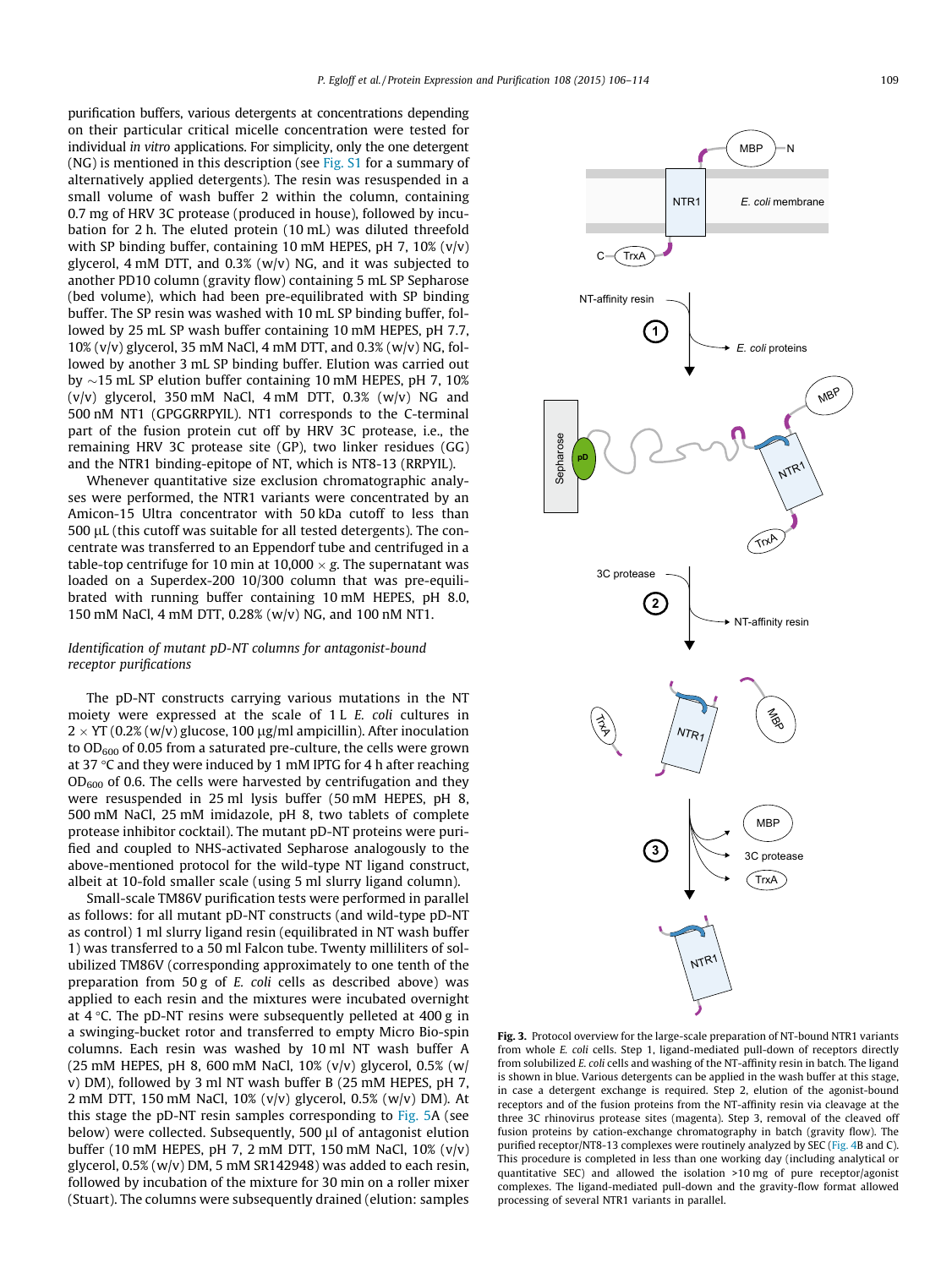purification buffers, various detergents at concentrations depending on their particular critical micelle concentration were tested for individual *in vitro* applications. For simplicity, only the one detergent (NG) is mentioned in this description (see Fig. S1 for a summary of alternatively applied detergents). The resin was resuspended in a small volume of wash buffer 2 within the column, containing 0.7 mg of HRV 3C protease (produced in house), followed by incubation for 2 h. The eluted protein (10 mL) was diluted threefold with SP binding buffer, containing 10 mM HEPES, pH 7, 10% (v/v) glycerol, 4 mM DTT, and 0.3% (w/v) NG, and it was subjected to another PD10 column (gravity flow) containing 5 mL SP Sepharose (bed volume), which had been pre-equilibrated with SP binding buffer. The SP resin was washed with 10 mL SP binding buffer, followed by 25 mL SP wash buffer containing 10 mM HEPES, pH 7.7, 10% (v/v) glycerol, 35 mM NaCl, 4 mM DTT, and 0.3% (w/v) NG, followed by another 3 mL SP binding buffer. Elution was carried out by ~15 mL SP elution buffer containing 10 mM HEPES, pH 7, 10% (v/v) glycerol, 350 mM NaCl, 4 mM DTT, 0.3% (w/v) NG and 500 nM NT1 (GPGGRRPYIL). NT1 corresponds to the C-terminal part of the fusion protein cut off by HRV 3C protease, i.e., the remaining HRV 3C protease site (GP), two linker residues (GG) and the NTR1 binding-epitope of NT, which is NT8-13 (RRPYIL).

Whenever quantitative size exclusion chromatographic analyses were performed, the NTR1 variants were concentrated by an Amicon-15 Ultra concentrator with 50 kDa cutoff to less than 500 μL (this cutoff was suitable for all tested detergents). The concentrate was transferred to an Eppendorf tube and centrifuged in a table-top centrifuge for 10 min at 10,000 × *g*. The supernatant was loaded on a Superdex-200 10/300 column that was pre-equilibrated with running buffer containing 10 mM HEPES, pH 8.0, 150 mM NaCl, 4 mM DTT, 0.28% (w/v) NG, and 100 nM NT1.

### *Identification of mutant pD-NT columns for antagonist-bound receptor purifications*

The pD-NT constructs carrying various mutations in the NT moiety were expressed at the scale of 1 L *E. coli* cultures in 2 × YT (0.2% (w/v) glucose, 100 μg/ml ampicillin). After inoculation to $OD_{600}$ of 0.05 from a saturated pre-culture, the cells were grown at 37 °C and they were induced by 1 mM IPTG for 4 h after reaching $OD_{600}$ of 0.6. The cells were harvested by centrifugation and they were resuspended in 25 ml lysis buffer (50 mM HEPES, pH 8, 500 mM NaCl, 25 mM imidazole, pH 8, two tablets of complete protease inhibitor cocktail). The mutant pD-NT proteins were purified and coupled to NHS-activated Sepharose analogously to the above-mentioned protocol for the wild-type NT ligand construct, albeit at 10-fold smaller scale (using 5 ml slurry ligand column).

Small-scale TM86V purification tests were performed in parallel as follows: for all mutant pD-NT constructs (and wild-type pD-NT as control) 1 ml slurry ligand resin (equilibrated in NT wash buffer 1) was transferred to a 50 ml Falcon tube. Twenty milliliters of solubilized TM86V (corresponding approximately to one tenth of the preparation from 50 g of *E. coli* cells as described above) was applied to each resin and the mixtures were incubated overnight at 4 °C. The pD-NT resins were subsequently pelleted at 400 g in a swinging-bucket rotor and transferred to empty Micro Bio-spin columns. Each resin was washed by 10 ml NT wash buffer A (25 mM HEPES, pH 8, 600 mM NaCl, 10% (v/v) glycerol, 0.5% (w/v) DM), followed by 3 ml NT wash buffer B (25 mM HEPES, pH 7, 2 mM DTT, 150 mM NaCl, 10% (v/v) glycerol, 0.5% (w/v) DM). At this stage the pD-NT resin samples corresponding to Fig. 5A (see below) were collected. Subsequently, 500 μl of antagonist elution buffer (10 mM HEPES, pH 7, 2 mM DTT, 150 mM NaCl, 10% (v/v) glycerol, 0.5% (w/v) DM, 5 mM SR142948) was added to each resin, followed by incubation of the mixture for 30 min on a roller mixer (Stuart). The columns were subsequently drained (elution: samples

**Fig. 3.** Protocol overview for the large-scale preparation of NT-bound NTR1 variants from whole *E. coli* cells. Step 1, ligand-mediated pull-down of receptors directly from solubilized *E. coli* cells and washing of the NT-affinity resin in batch. The ligand is shown in blue. Various detergents can be applied in the wash buffer at this stage, in case a detergent exchange is required. Step 2, elution of the agonist-bound receptors and of the fusion proteins from the NT-affinity resin via cleavage at the three 3C rhinovirus protease sites (magenta). Step 3, removal of the cleaved off fusion proteins by cation-exchange chromatography in batch (gravity flow). The purified receptor/NT8-13 complexes were routinely analyzed by SEC (Fig. 4B and C). This procedure is completed in less than one working day (including analytical or quantitative SEC) and allowed the isolation >10 mg of pure receptor/agonist complexes. The ligand-mediated pull-down and the gravity-flow format allowed processing of several NTR1 variants in parallel.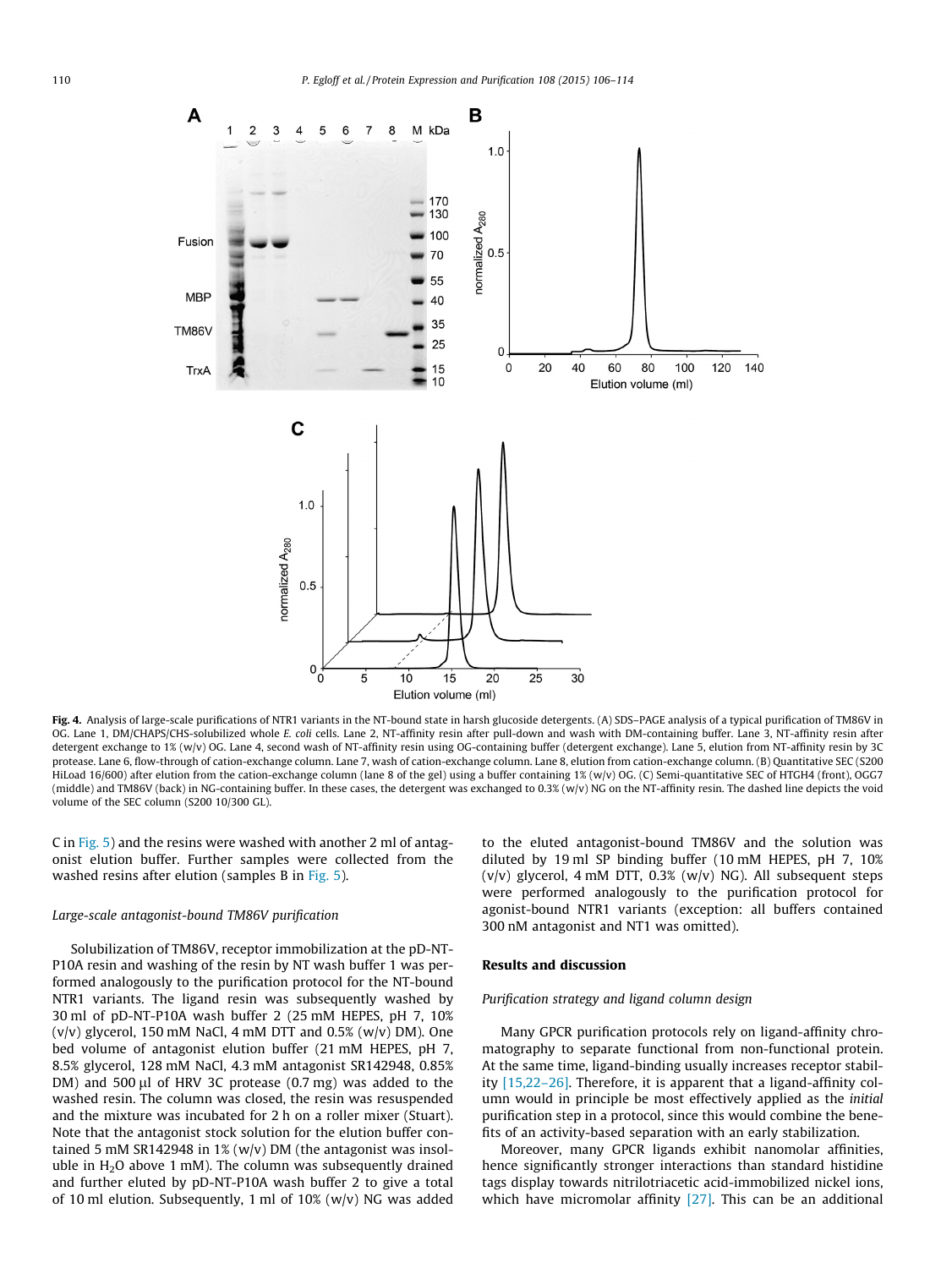**Fig. 4.** Analysis of large-scale purifications of NTR1 variants in the NT-bound state in harsh glucoside detergents. (A) SDS–PAGE analysis of a typical purification of TM86V in OG. Lane 1, DM/CHAPS/CHS-solubilized whole *E. coli* cells. Lane 2, NT-affinity resin after pull-down and wash with DM-containing buffer. Lane 3, NT-affinity resin after detergent exchange to 1% (w/v) OG. Lane 4, second wash of NT-affinity resin using OG-containing buffer (detergent exchange). Lane 5, elution from NT-affinity resin by 3C protease. Lane 6, flow-through of cation-exchange column. Lane 7, wash of cation-exchange column. Lane 8, elution from cation-exchange column. (B) Quantitative SEC (S200 HiLoad 16/600) after elution from the cation-exchange column (lane 8 of the gel) using a buffer containing 1% (w/v) OG. (C) Semi-quantitative SEC of HTGH4 (front), OGG7 (middle) and TM86V (back) in NG-containing buffer. In these cases, the detergent was exchanged to 0.3% (w/v) NG on the NT-affinity resin. The dashed line depicts the void volume of the SEC column (S200 10/300 GL).

C in Fig. 5) and the resins were washed with another 2 ml of antagonist elution buffer. Further samples were collected from the washed resins after elution (samples B in Fig. 5).

### *Large-scale antagonist-bound TM86V purification*

Solubilization of TM86V, receptor immobilization at the pD-NT-P10A resin and washing of the resin by NT wash buffer 1 was performed analogously to the purification protocol for the NT-bound NTR1 variants. The ligand resin was subsequently washed by 30 ml of pD-NT-P10A wash buffer 2 (25 mM HEPES, pH 7, 10% (v/v) glycerol, 150 mM NaCl, 4 mM DTT and 0.5% (w/v) DM). One bed volume of antagonist elution buffer (21 mM HEPES, pH 7, 8.5% glycerol, 128 mM NaCl, 4.3 mM antagonist SR142948, 0.85% DM) and 500 μl of HRV 3C protease (0.7 mg) was added to the washed resin. The column was closed, the resin was resuspended and the mixture was incubated for 2 h on a roller mixer (Stuart). Note that the antagonist stock solution for the elution buffer contained 5 mM SR142948 in 1% (w/v) DM (the antagonist was insoluble in $H_2O$ above 1 mM). The column was subsequently drained and further eluted by pD-NT-P10A wash buffer 2 to give a total of 10 ml elution. Subsequently, 1 ml of 10% (w/v) NG was added to the eluted antagonist-bound TM86V and the solution was diluted by 19 ml SP binding buffer (10 mM HEPES, pH 7, 10% (v/v) glycerol, 4 mM DTT, 0.3% (w/v) NG). All subsequent steps were performed analogously to the purification protocol for agonist-bound NTR1 variants (exception: all buffers contained 300 nM antagonist and NT1 was omitted).

## Results and discussion

### *Purification strategy and ligand column design*

Many GPCR purification protocols rely on ligand-affinity chromatography to separate functional from non-functional protein. At the same time, ligand-binding usually increases receptor stability [15,22–26]. Therefore, it is apparent that a ligand-affinity column would in principle be most effectively applied as the *initial* purification step in a protocol, since this would combine the benefits of an activity-based separation with an early stabilization.

Moreover, many GPCR ligands exhibit nanomolar affinities, hence significantly stronger interactions than standard histidine tags display towards nitrilotriacetic acid-immobilized nickel ions, which have micromolar affinity [27]. This can be an additional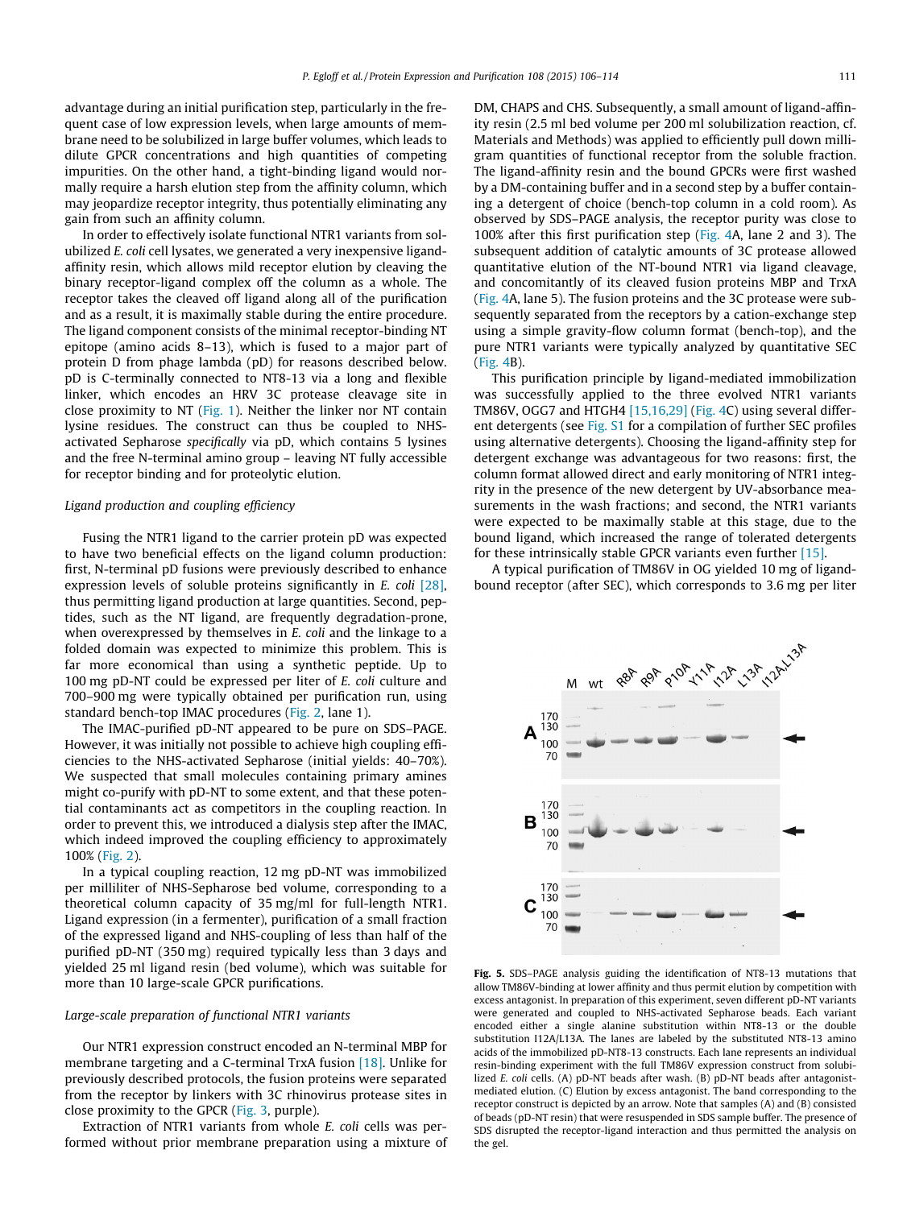advantage during an initial purification step, particularly in the frequent case of low expression levels, when large amounts of membrane need to be solubilized in large buffer volumes, which leads to dilute GPCR concentrations and high quantities of competing impurities. On the other hand, a tight-binding ligand would normally require a harsh elution step from the affinity column, which may jeopardize receptor integrity, thus potentially eliminating any gain from such an affinity column.

In order to effectively isolate functional NTR1 variants from solubilized *E. coli* cell lysates, we generated a very inexpensive ligand-affinity resin, which allows mild receptor elution by cleaving the binary receptor-ligand complex off the column as a whole. The receptor takes the cleaved off ligand along all of the purification and as a result, it is maximally stable during the entire procedure. The ligand component consists of the minimal receptor-binding NT epitope (amino acids 8–13), which is fused to a major part of protein D from phage lambda (pD) for reasons described below. pD is C-terminally connected to NT8-13 via a long and flexible linker, which encodes an HRV 3C protease cleavage site in close proximity to NT (Fig. 1). Neither the linker nor NT contain lysine residues. The construct can thus be coupled to NHS-activated Sepharose *specifically* via pD, which contains 5 lysines and the free N-terminal amino group – leaving NT fully accessible for receptor binding and for proteolytic elution.

### Ligand production and coupling efficiency

Fusing the NTR1 ligand to the carrier protein pD was expected to have two beneficial effects on the ligand column production: first, N-terminal pD fusions were previously described to enhance expression levels of soluble proteins significantly in *E. coli* [28], thus permitting ligand production at large quantities. Second, peptides, such as the NT ligand, are frequently degradation-prone, when overexpressed by themselves in *E. coli* and the linkage to a folded domain was expected to minimize this problem. This is far more economical than using a synthetic peptide. Up to 100 mg pD-NT could be expressed per liter of *E. coli* culture and 700–900 mg were typically obtained per purification run, using standard bench-top IMAC procedures (Fig. 2, lane 1).

The IMAC-purified pD-NT appeared to be pure on SDS–PAGE. However, it was initially not possible to achieve high coupling efficiencies to the NHS-activated Sepharose (initial yields: 40–70%). We suspected that small molecules containing primary amines might co-purify with pD-NT to some extent, and that these potential contaminants act as competitors in the coupling reaction. In order to prevent this, we introduced a dialysis step after the IMAC, which indeed improved the coupling efficiency to approximately 100% (Fig. 2).

In a typical coupling reaction, 12 mg pD-NT was immobilized per milliliter of NHS-Sepharose bed volume, corresponding to a theoretical column capacity of 35 mg/ml for full-length NTR1. Ligand expression (in a fermenter), purification of a small fraction of the expressed ligand and NHS-coupling of less than half of the purified pD-NT (350 mg) required typically less than 3 days and yielded 25 ml ligand resin (bed volume), which was suitable for more than 10 large-scale GPCR purifications.

### Large-scale preparation of functional NTR1 variants

Our NTR1 expression construct encoded an N-terminal MBP for membrane targeting and a C-terminal TrxA fusion [18]. Unlike for previously described protocols, the fusion proteins were separated from the receptor by linkers with 3C rhinovirus protease sites in close proximity to the GPCR (Fig. 3, purple).

Extraction of NTR1 variants from whole *E. coli* cells was performed without prior membrane preparation using a mixture of DM, CHAPS and CHS. Subsequently, a small amount of ligand-affinity resin (2.5 ml bed volume per 200 ml solubilization reaction, cf. Materials and Methods) was applied to efficiently pull down milligram quantities of functional receptor from the soluble fraction. The ligand-affinity resin and the bound GPCRs were first washed by a DM-containing buffer and in a second step by a buffer containing a detergent of choice (bench-top column in a cold room). As observed by SDS–PAGE analysis, the receptor purity was close to 100% after this first purification step (Fig. 4A, lane 2 and 3). The subsequent addition of catalytic amounts of 3C protease allowed quantitative elution of the NT-bound NTR1 via ligand cleavage, and concomitantly of its cleaved fusion proteins MBP and TrxA (Fig. 4A, lane 5). The fusion proteins and the 3C protease were subsequently separated from the receptors by a cation-exchange step using a simple gravity-flow column format (bench-top), and the pure NTR1 variants were typically analyzed by quantitative SEC (Fig. 4B).

This purification principle by ligand-mediated immobilization was successfully applied to the three evolved NTR1 variants TM86V, OGG7 and HTGH4 [15,16,29] (Fig. 4C) using several different detergents (see Fig. S1 for a compilation of further SEC profiles using alternative detergents). Choosing the ligand-affinity step for detergent exchange was advantageous for two reasons: first, the column format allowed direct and early monitoring of NTR1 integrity in the presence of the new detergent by UV-absorbance measurements in the wash fractions; and second, the NTR1 variants were expected to be maximally stable at this stage, due to the bound ligand, which increased the range of tolerated detergents for these intrinsically stable GPCR variants even further [15].

A typical purification of TM86V in OG yielded 10 mg of ligand-bound receptor (after SEC), which corresponds to 3.6 mg per liter

**Fig. 5.** SDS–PAGE analysis guiding the identification of NT8-13 mutations that allow TM86V-binding at lower affinity and thus permit elution by competition with excess antagonist. In preparation of this experiment, seven different pD-NT variants were generated and coupled to NHS-activated Sepharose beads. Each variant encoded either a single alanine substitution within NT8-13 or the double substitution I12A/L13A. The lanes are labeled by the substituted NT8-13 amino acids of the immobilized pD-NT8-13 constructs. Each lane represents an individual resin-binding experiment with the full TM86V expression construct from solubilized *E. coli* cells. (A) pD-NT beads after wash. (B) pD-NT beads after antagonist-mediated elution. (C) Elution by excess antagonist. The band corresponding to the receptor construct is depicted by an arrow. Note that samples (A) and (B) consisted of beads (pD-NT resin) that were resuspended in SDS sample buffer. The presence of SDS disrupted the receptor-ligand interaction and thus permitted the analysis on the gel.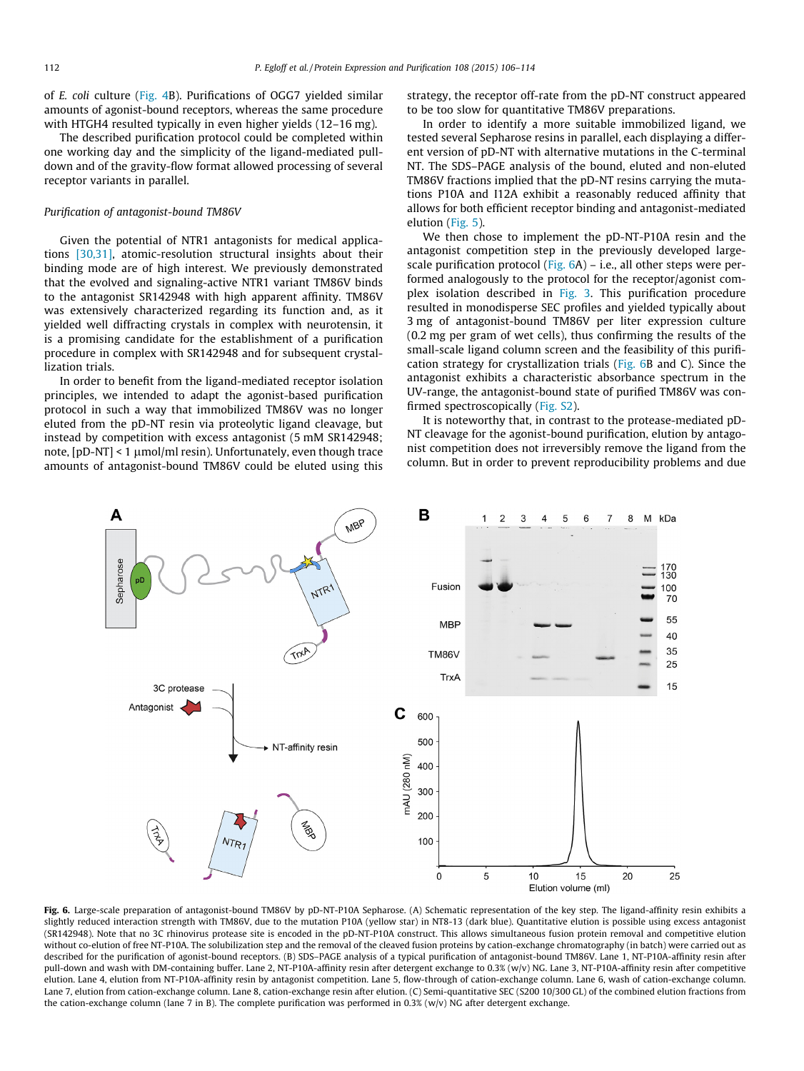of *E. coli* culture (Fig. 4B). Purifications of OGG7 yielded similar amounts of agonist-bound receptors, whereas the same procedure with HTGH4 resulted typically in even higher yields (12–16 mg).

The described purification protocol could be completed within one working day and the simplicity of the ligand-mediated pull-down and of the gravity-flow format allowed processing of several receptor variants in parallel.

### *Purification of antagonist-bound TM86V*

Given the potential of NTR1 antagonists for medical applications [30,31], atomic-resolution structural insights about their binding mode are of high interest. We previously demonstrated that the evolved and signaling-active NTR1 variant TM86V binds to the antagonist SR142948 with high apparent affinity. TM86V was extensively characterized regarding its function and, as it yielded well diffracting crystals in complex with neurotensin, it is a promising candidate for the establishment of a purification procedure in complex with SR142948 and for subsequent crystallization trials.

In order to benefit from the ligand-mediated receptor isolation principles, we intended to adapt the agonist-based purification protocol in such a way that immobilized TM86V was no longer eluted from the pD-NT resin via proteolytic ligand cleavage, but instead by competition with excess antagonist (5 mM SR142948; note, [pD-NT] < 1 μmol/ml resin). Unfortunately, even though trace amounts of antagonist-bound TM86V could be eluted using this strategy, the receptor off-rate from the pD-NT construct appeared to be too slow for quantitative TM86V preparations.

In order to identify a more suitable immobilized ligand, we tested several Sepharose resins in parallel, each displaying a different version of pD-NT with alternative mutations in the C-terminal NT. The SDS–PAGE analysis of the bound, eluted and non-eluted TM86V fractions implied that the pD-NT resins carrying the mutations P10A and I12A exhibit a reasonably reduced affinity that allows for both efficient receptor binding and antagonist-mediated elution (Fig. 5).

We then chose to implement the pD-NT-P10A resin and the antagonist competition step in the previously developed large-scale purification protocol (Fig. 6A) – i.e., all other steps were performed analogously to the protocol for the receptor/agonist complex isolation described in Fig. 3. This purification procedure resulted in monodisperse SEC profiles and yielded typically about 3 mg of antagonist-bound TM86V per liter expression culture (0.2 mg per gram of wet cells), thus confirming the results of the small-scale ligand column screen and the feasibility of this purification strategy for crystallization trials (Fig. 6B and C). Since the antagonist exhibits a characteristic absorbance spectrum in the UV-range, the antagonist-bound state of purified TM86V was confirmed spectroscopically (Fig. S2).

It is noteworthy that, in contrast to the protease-mediated pD-NT cleavage for the agonist-bound purification, elution by antagonist competition does not irreversibly remove the ligand from the column. But in order to prevent reproducibility problems and due

**Fig. 6.** Large-scale preparation of antagonist-bound TM86V by pD-NT-P10A Sepharose. (A) Schematic representation of the key step. The ligand-affinity resin exhibits a slightly reduced interaction strength with TM86V, due to the mutation P10A (yellow star) in NT8-13 (dark blue). Quantitative elution is possible using excess antagonist (SR142948). Note that no 3C rhinovirus protease site is encoded in the pD-NT-P10A construct. This allows simultaneous fusion protein removal and competitive elution without co-elution of free NT-P10A. The solubilization step and the removal of the cleaved fusion proteins by cation-exchange chromatography (in batch) were carried out as described for the purification of agonist-bound receptors. (B) SDS–PAGE analysis of a typical purification of antagonist-bound TM86V. Lane 1, NT-P10A-affinity resin after pull-down and wash with DM-containing buffer. Lane 2, NT-P10A-affinity resin after detergent exchange to 0.3% (w/v) NG. Lane 3, NT-P10A-affinity resin after competitive elution. Lane 4, elution from NT-P10A-affinity resin by antagonist competition. Lane 5, flow-through of cation-exchange column. Lane 6, wash of cation-exchange column. Lane 7, elution from cation-exchange column. Lane 8, cation-exchange resin after elution. (C) Semi-quantitative SEC (S200 10/300 GL) of the combined elution fractions from the cation-exchange column (lane 7 in B). The complete purification was performed in 0.3% (w/v) NG after detergent exchange.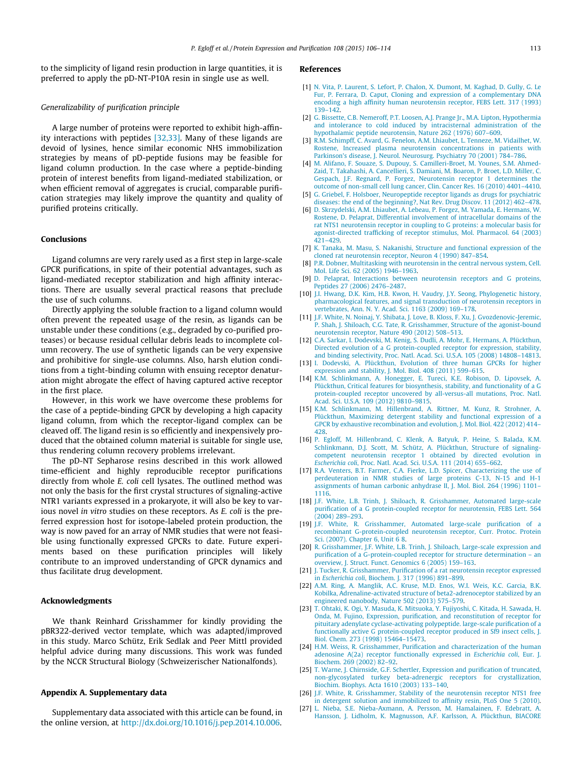to the simplicity of ligand resin production in large quantities, it is preferred to apply the pD-NT-P10A resin in single use as well.

*Generalizability of purification principle*

A large number of proteins were reported to exhibit high-affinity interactions with peptides [32,33]. Many of these ligands are devoid of lysines, hence similar economic NHS immobilization strategies by means of pD-peptide fusions may be feasible for ligand column production. In the case where a peptide-binding protein of interest benefits from ligand-mediated stabilization, or when efficient removal of aggregates is crucial, comparable purification strategies may likely improve the quantity and quality of purified proteins critically.

## Conclusions

Ligand columns are very rarely used as a first step in large-scale GPCR purifications, in spite of their potential advantages, such as ligand-mediated receptor stabilization and high affinity interactions. There are usually several practical reasons that preclude the use of such columns.

Directly applying the soluble fraction to a ligand column would often prevent the repeated usage of the resin, as ligands can be unstable under these conditions (e.g., degraded by co-purified proteases) or because residual cellular debris leads to incomplete column recovery. The use of synthetic ligands can be very expensive and prohibitive for single-use columns. Also, harsh elution conditions from a tight-binding column with ensuing receptor denaturation might abrogate the effect of having captured active receptor in the first place.

However, in this work we have overcome these problems for the case of a peptide-binding GPCR by developing a high capacity ligand column, from which the receptor-ligand complex can be cleaved off. The ligand resin is so efficiently and inexpensively produced that the obtained column material is suitable for single use, thus rendering column recovery problems irrelevant.

The pD-NT Sepharose resins described in this work allowed time-efficient and highly reproducible receptor purifications directly from whole *E. coli* cell lysates. The outlined method was not only the basis for the first crystal structures of signaling-active NTR1 variants expressed in a prokaryote, it will also be key to various novel *in vitro* studies on these receptors. As *E. coli* is the preferred expression host for isotope-labeled protein production, the way is now paved for an array of NMR studies that were not feasible using functionally expressed GPCRs to date. Future experiments based on these purification principles will likely contribute to an improved understanding of GPCR dynamics and thus facilitate drug development.

## Acknowledgments

We thank Reinhard Grisshammer for kindly providing the pBR322-derived vector template, which was adapted/improved in this study. Marco Schütz, Erik Sedlak and Peer Mittl provided helpful advice during many discussions. This work was funded by the NCCR Structural Biology (Schweizerischer Nationalfonds).

## Appendix A. Supplementary data

Supplementary data associated with this article can be found, in the online version, at http://dx.doi.org/10.1016/j.pep.2014.10.006.

## References

[1] N. Vita, P. Laurent, S. Lefort, P. Chalon, X. Dumont, M. Kaghad, D. Gully, G. Le Fur, P. Ferrara, D. Caput, Cloning and expression of a complementary DNA encoding a high affinity human neurotensin receptor, FEBS Lett. 317 (1993) 139–142.

[2] G. Bissette, C.B. Nemeroff, P.T. Loosen, A.J. Prange Jr., M.A. Lipton, Hypothermia and intolerance to cold induced by intracisternal administration of the hypothalamic peptide neurotensin, Nature 262 (1976) 607–609.

[3] R.M. Schimpff, C. Avard, G. Fenelon, A.M. Lhiaubet, L. Tenneze, M. Vidailhet, W. Rostene, Increased plasma neurotensin concentrations in patients with Parkinson's disease, J. Neurol. Neurosurg. Psychiatry 70 (2001) 784–786.

[4] M. Alifano, F. Souaze, S. Dupouy, S. Camilleri-Broet, M. Younes, S.M. Ahmed-Zaid, T. Takahashi, A. Cancellieri, S. Damiani, M. Boaron, P. Broet, L.D. Miller, C. Gespach, J.F. Regnard, P. Forgez, Neurotensin receptor 1 determines the outcome of non-small cell lung cancer, Clin. Cancer Res. 16 (2010) 4401–4410.

[5] G. Griebel, F. Holsboer, Neuropeptide receptor ligands as drugs for psychiatric diseases: the end of the beginning?, Nat Rev. Drug Discov. 11 (2012) 462–478.

[6] D. Skrzydelski, A.M. Lhiaubet, A. Lebeau, P. Forgez, M. Yamada, E. Hermans, W. Rostene, D. Pelaprat, Differential involvement of intracellular domains of the rat NTS1 neurotensin receptor in coupling to G proteins: a molecular basis for agonist-directed trafficking of receptor stimulus, Mol. Pharmacol. 64 (2003) 421–429.

[7] K. Tanaka, M. Masu, S. Nakanishi, Structure and functional expression of the cloned rat neurotensin receptor, Neuron 4 (1990) 847–854.

[8] P.R. Dobner, Multitasking with neurotensin in the central nervous system, Cell. Mol. Life Sci. 62 (2005) 1946–1963.

[9] D. Pelaprat, Interactions between neurotensin receptors and G proteins, Peptides 27 (2006) 2476–2487.

[10] J.I. Hwang, D.K. Kim, H.B. Kwon, H. Vaudry, J.Y. Seong, Phylogenetic history, pharmacological features, and signal transduction of neurotensin receptors in vertebrates, Ann. N. Y. Acad. Sci. 1163 (2009) 169–178.

[11] J.F. White, N. Noinaj, Y. Shibata, J. Love, B. Kloss, F. Xu, J. Gvozdenovic-Jeremic, P. Shah, J. Shiloach, C.G. Tate, R. Grisshammer, Structure of the agonist-bound neurotensin receptor, Nature 490 (2012) 508–513.

[12] C.A. Sarkar, I. Dodevski, M. Kenig, S. Dudli, A. Mohr, E. Hermans, A. Plückthun, Directed evolution of a G protein-coupled receptor for expression, stability, and binding selectivity, Proc. Natl. Acad. Sci. U.S.A. 105 (2008) 14808–14813.

[13] I. Dodevski, A. Plückthun, Evolution of three human GPCRs for higher expression and stability, J. Mol. Biol. 408 (2011) 599–615.

[14] K.M. Schlinkmann, A. Honegger, E. Tureci, K.E. Robison, D. Lipovsek, A. Plückthun, Critical features for biosynthesis, stability, and functionality of a G protein-coupled receptor uncovered by all-versus-all mutations, Proc. Natl. Acad. Sci. U.S.A. 109 (2012) 9810–9815.

[15] K.M. Schlinkmann, M. Hillenbrand, A. Rittner, M. Kunz, R. Strohner, A. Plückthun, Maximizing detergent stability and functional expression of a GPCR by exhaustive recombination and evolution, J. Mol. Biol. 422 (2012) 414–428.

[16] P. Egloff, M. Hillenbrand, C. Klenk, A. Batyuk, P. Heine, S. Balada, K.M. Schlinkmann, D.J. Scott, M. Schütz, A. Plückthun, Structure of signaling-competent neurotensin receptor 1 obtained by directed evolution in *Escherichia coli*, Proc. Natl. Acad. Sci. U.S.A. 111 (2014) 655–662.

[17] R.A. Venters, B.T. Farmer, C.A. Fierke, L.D. Spicer, Characterizing the use of perdeuteration in NMR studies of large proteins C-13, N-15 and H-1 assignments of human carbonic anhydrase II, J. Mol. Biol. 264 (1996) 1101–1116.

[18] J.F. White, L.B. Trinh, J. Shiloach, R. Grisshammer, Automated large-scale purification of a G protein-coupled receptor for neurotensin, FEBS Lett. 564 (2004) 289–293.

[19] J.F. White, R. Grisshammer, Automated large-scale purification of a recombinant G-protein-coupled neurotensin receptor, Curr. Protoc. Protein Sci. (2007). Chapter 6, Unit 6 8.

[20] R. Grisshammer, J.F. White, L.B. Trinh, J. Shiloach, Large-scale expression and purification of a G-protein-coupled receptor for structure determination – an overview, J. Struct. Funct. Genomics 6 (2005) 159–163.

[21] J. Tucker, R. Grisshammer, Purification of a rat neurotensin receptor expressed in *Escherichia coli*, Biochem. J. 317 (1996) 891–899.

[22] A.M. Ring, A. Manglik, A.C. Kruse, M.D. Enos, W.I. Weis, K.C. Garcia, B.K. Kobilka, Adrenaline-activated structure of beta2-adrenoceptor stabilized by an engineered nanobody, Nature 502 (2013) 575–579.

[23] T. Ohtaki, K. Ogi, Y. Masuda, K. Mitsuoka, Y. Fujiyoshi, C. Kitada, H. Sawada, H. Onda, M. Fujino, Expression, purification, and reconstitution of receptor for pituitary adenylate cyclase-activating polypeptide. large-scale purification of a functionally active G protein-coupled receptor produced in Sf9 insect cells, J. Biol. Chem. 273 (1998) 15464–15473.

[24] H.M. Weiss, R. Grisshammer, Purification and characterization of the human adenosine A(2a) receptor functionally expressed in *Escherichia coli*, Eur. J. Biochem. 269 (2002) 82–92.

[25] T. Warne, J. Chirnside, G.F. Schertler, Expression and purification of truncated, non-glycosylated turkey beta-adrenergic receptors for crystallization, Biochim. Biophys. Acta 1610 (2003) 133–140.

[26] J.F. White, R. Grisshammer, Stability of the neurotensin receptor NTS1 free in detergent solution and immobilized to affinity resin, PLoS One 5 (2010).

[27] L. Nieba, S.E. Nieba-Axmann, A. Persson, M. Hamalainen, F. Edebratt, A. Hansson, J. Lidholm, K. Magnusson, A.F. Karlsson, A. Plückthun, BIACORE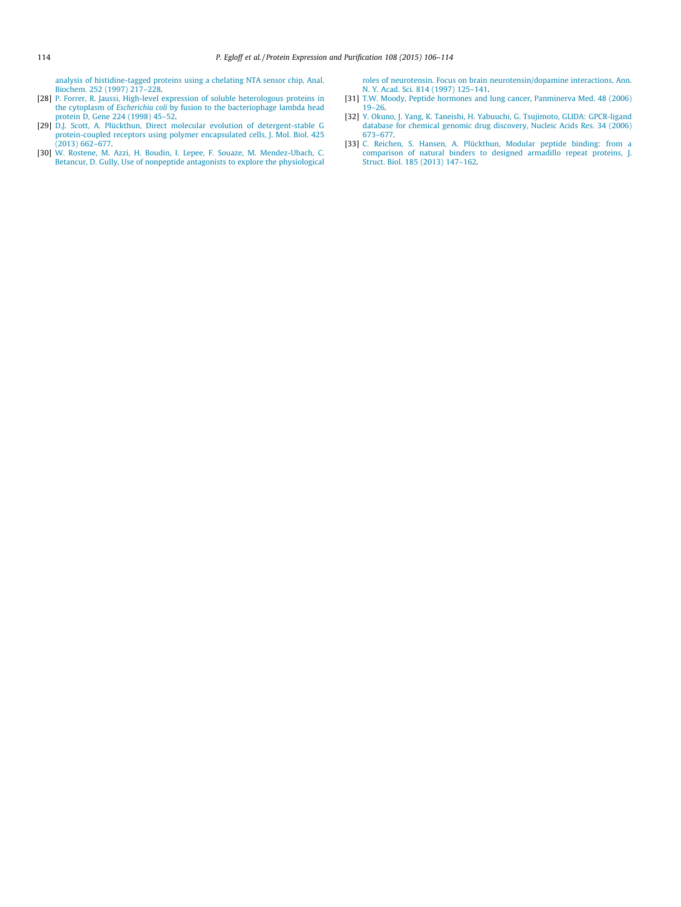analysis of histidine-tagged proteins using a chelating NTA sensor chip, Anal. Biochem. 252 (1997) 217–228.

[28] P. Forrer, R. Jaussi, High-level expression of soluble heterologous proteins in the cytoplasm of *Escherichia coli* by fusion to the bacteriophage lambda head protein D, Gene 224 (1998) 45–52.

[29] D.J. Scott, A. Plückthun, Direct molecular evolution of detergent-stable G protein-coupled receptors using polymer encapsulated cells, J. Mol. Biol. 425 (2013) 662–677.

[30] W. Rostene, M. Azzi, H. Boudin, I. Lepee, F. Souaze, M. Mendez-Ubach, C. Betancur, D. Gully, Use of nonpeptide antagonists to explore the physiological roles of neurotensin. Focus on brain neurotensin/dopamine interactions, Ann. N. Y. Acad. Sci. 814 (1997) 125–141.

[31] T.W. Moody, Peptide hormones and lung cancer, Panminerva Med. 48 (2006) 19–26.

[32] Y. Okuno, J. Yang, K. Taneishi, H. Yabuuchi, G. Tsujimoto, GLIDA: GPCR-ligand database for chemical genomic drug discovery, Nucleic Acids Res. 34 (2006) 673–677.

[33] C. Reichen, S. Hansen, A. Plückthun, Modular peptide binding: from a comparison of natural binders to designed armadillo repeat proteins, J. Struct. Biol. 185 (2013) 147–162.